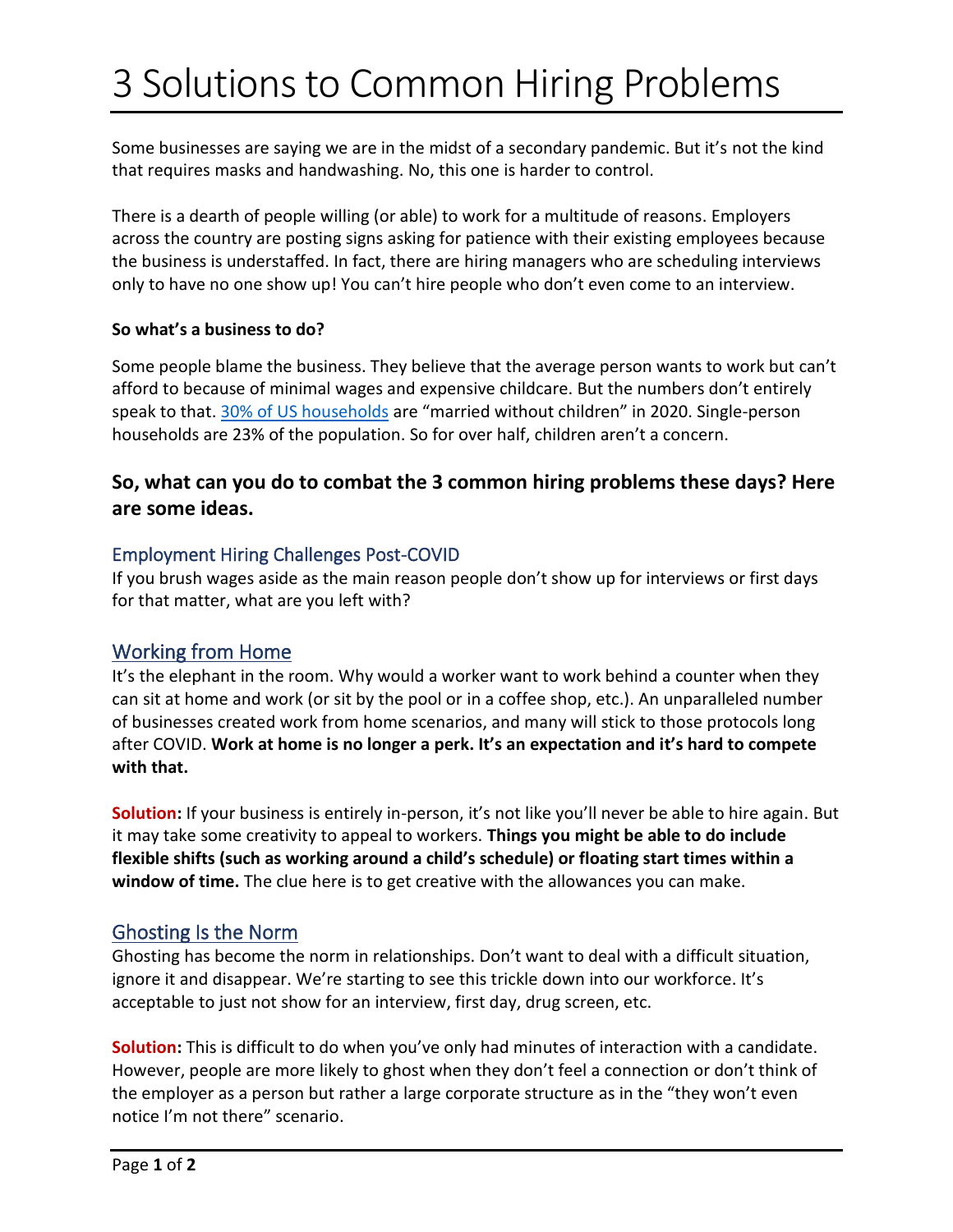# 3 Solutions to Common Hiring Problems

Some businesses are saying we are in the midst of a secondary pandemic. But it's not the kind that requires masks and handwashing. No, this one is harder to control.

There is a dearth of people willing (or able) to work for a multitude of reasons. Employers across the country are posting signs asking for patience with their existing employees because the business is understaffed. In fact, there are hiring managers who are scheduling interviews only to have no one show up! You can't hire people who don't even come to an interview.

**So what's a business to do?**

Some people blame the business. They believe that the average person wants to work but can't afford to because of minimal wages and expensive childcare. But the numbers don't entirely speak to that. 30% of US households are "married without children" in 2020. Single-person households are 23% of the population. So for over half, children aren't a concern.

### So, what can you do to combat the 3 common hiring problems these days? Here are some ideas.

#### Employment Hiring Challenges Post-COVID

If you brush wages aside as the main reason people don't show up for interviews or first days for that matter, what are you left with?

## Working from Home

It's the elephant in the room. Why would a worker want to work behind a counter when they can sit at home and work (or sit by the pool or in a coffee shop, etc.). An unparalleled number of businesses created work from home scenarios, and many will stick to those protocols long after COVID. **Work at home is no longer a perk. It's an expectation and it's hard to compete with that.**

**Solution:** If your business is entirely in-person, it's not like you'll never be able to hire again. But it may take some creativity to appeal to workers. **Things you might be able to do include flexible shifts (such as working around a child's schedule) or floating start times within a window of time.** The clue here is to get creative with the allowances you can make.

## Ghosting Is the Norm

Ghosting has become the norm in relationships. Don't want to deal with a difficult situation, ignore it and disappear. We're starting to see this trickle down into our workforce. It's acceptable to just not show for an interview, first day, drug screen, etc.

**Solution:** This is difficult to do when you've only had minutes of interaction with a candidate. However, people are more likely to ghost when they don't feel a connection or don't think of the employer as a person but rather a large corporate structure as in the "they won't even notice I'm not there" scenario.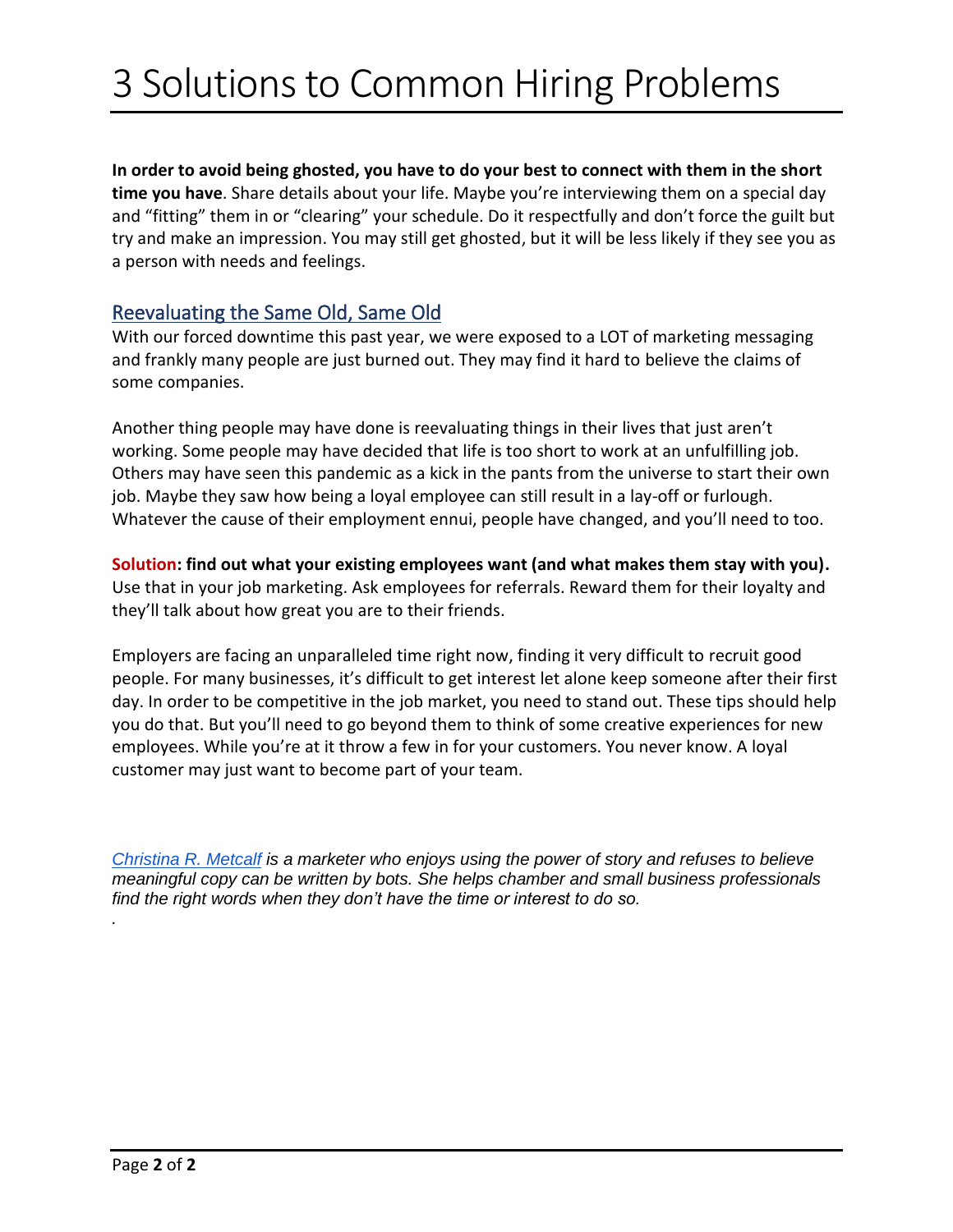**In order to avoid being ghosted, you have to do your best to connect with them in the short time you have**. Share details about your life. Maybe you're interviewing them on a special day and "fitting" them in or "clearing" your schedule. Do it respectfully and don't force the guilt but try and make an impression. You may still get ghosted, but it will be less likely if they see you as a person with needs and feelings.

## Reevaluating the Same Old, Same Old

With our forced downtime this past year, we were exposed to a LOT of marketing messaging and frankly many people are just burned out. They may find it hard to believe the claims of some companies.

Another thing people may have done is reevaluating things in their lives that just aren't working. Some people may have decided that life is too short to work at an unfulfilling job. Others may have seen this pandemic as a kick in the pants from the universe to start their own job. Maybe they saw how being a loyal employee can still result in a lay-off or furlough. Whatever the cause of their employment ennui, people have changed, and you'll need to too.

**Solution: find out what your existing employees want (and what makes them stay with you).** Use that in your job marketing. Ask employees for referrals. Reward them for their loyalty and they'll talk about how great you are to their friends.

Employers are facing an unparalleled time right now, finding it very difficult to recruit good people. For many businesses, it's difficult to get interest let alone keep someone after their first day. In order to be competitive in the job market, you need to stand out. These tips should help you do that. But you'll need to go beyond them to think of some creative experiences for new employees. While you're at it throw a few in for your customers. You never know. A loyal customer may just want to become part of your team.

*Christina R. Metcalf is a marketer who enjoys using the power of story and refuses to believe meaningful copy can be written by bots. She helps chamber and small business professionals find the right words when they don't have the time or interest to do so.*

*.*